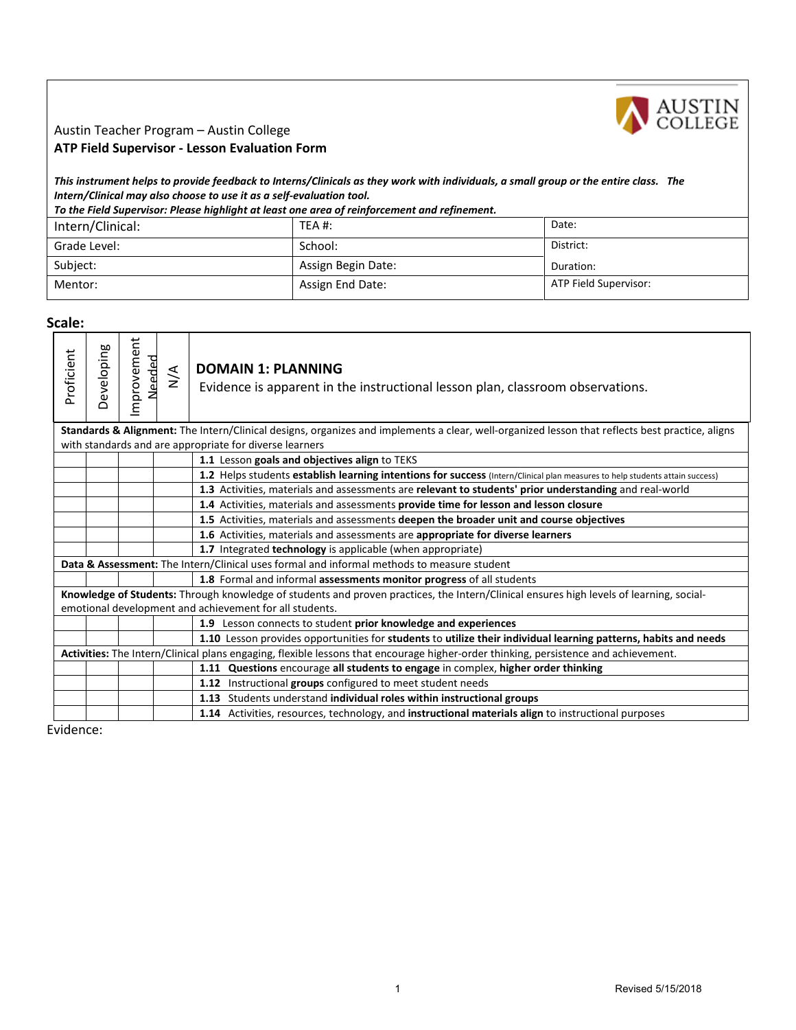Austin Teacher Program – Austin College

**ATP Field Supervisor - Lesson Evaluation Form**

***This instrument helps to provide feedback to Interns/Clinicals as they work with individuals, a small group or the entire class. The Intern/Clinical may also choose to use it as a self-evaluation tool.***

***To the Field Supervisor: Please highlight at least one area of reinforcement and refinement.***

| Intern/Clinical: | TEA #: | Date: |
|---|---|---|
| Grade Level: | School: | District: |
| Subject: | Assign Begin Date: | Duration: |
| Mentor: | Assign End Date: | ATP Field Supervisor: |

**Scale:**

| Proficient | Developing | Improvement Needed | N/A | **DOMAIN 1: PLANNING** Evidence is apparent in the instructional lesson plan, classroom observations. |
|---|---|---|---|---|
| **Standards & Alignment:** The Intern/Clinical designs, organizes and implements a clear, well-organized lesson that reflects best practice, aligns with standards and are appropriate for diverse learners | | | | |
| | | | | **1.1** Lesson **goals and objectives align** to TEKS |
| | | | | **1.2** Helps students **establish learning intentions for success** (Intern/Clinical plan measures to help students attain success) |
| | | | | **1.3** Activities, materials and assessments are **relevant to students' prior understanding** and real-world |
| | | | | **1.4** Activities, materials and assessments **provide time for lesson and lesson closure** |
| | | | | **1.5** Activities, materials and assessments **deepen the broader unit and course objectives** |
| | | | | **1.6** Activities, materials and assessments are **appropriate for diverse learners** |
| | | | | **1.7** Integrated **technology** is applicable (when appropriate) |
| **Data & Assessment:** The Intern/Clinical uses formal and informal methods to measure student | | | | |
| | | | | **1.8** Formal and informal **assessments monitor progress** of all students |
| **Knowledge of Students:** Through knowledge of students and proven practices, the Intern/Clinical ensures high levels of learning, social-emotional development and achievement for all students. | | | | |
| | | | | **1.9** Lesson connects to student **prior knowledge and experiences** |
| | | | | **1.10** Lesson provides opportunities for **students** to **utilize their individual learning patterns, habits and needs** |
| **Activities:** The Intern/Clinical plans engaging, flexible lessons that encourage higher-order thinking, persistence and achievement. | | | | |
| | | | | **1.11 Questions** encourage **all students to engage** in complex, **higher order thinking** |
| | | | | **1.12** Instructional **groups** configured to meet student needs |
| | | | | **1.13** Students understand **individual roles within instructional groups** |
| | | | | **1.14** Activities, resources, technology, and **instructional materials align** to instructional purposes |

Evidence:

Revised 5/15/2018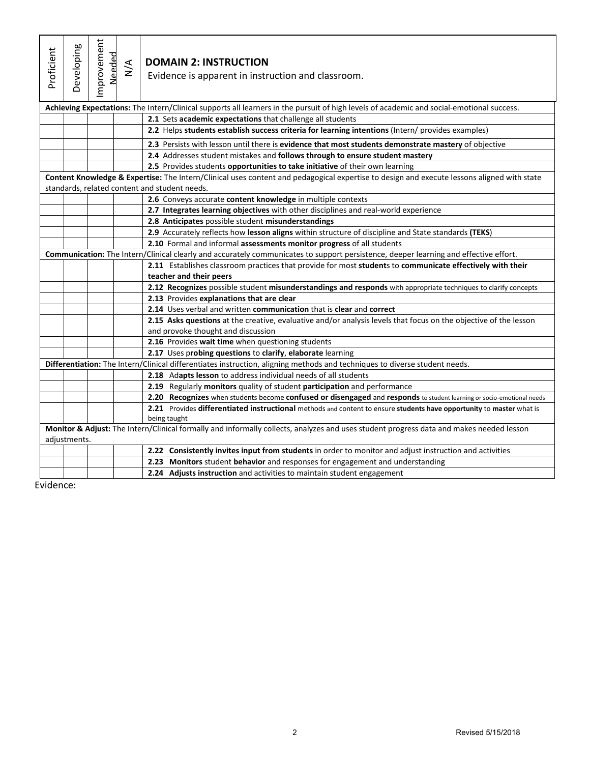| Proficient | Developing | Improvement Needed | N/A | **DOMAIN 2: INSTRUCTION** Evidence is apparent in instruction and classroom. |
|---|---|---|---|---|
| **Achieving Expectations:** The Intern/Clinical supports all learners in the pursuit of high levels of academic and social-emotional success. | | | | |
| | | | | **2.1** Sets **academic expectations** that challenge all students |
| | | | | **2.2** Helps **students establish success criteria for learning intentions** (Intern/ provides examples) |
| | | | | **2.3** Persists with lesson until there is **evidence that most students demonstrate mastery** of objective |
| | | | | **2.4** Addresses student mistakes and **follows through to ensure student mastery** |
| | | | | **2.5** Provides students **opportunities to take initiative** of their own learning |
| **Content Knowledge & Expertise:** The Intern/Clinical uses content and pedagogical expertise to design and execute lessons aligned with state standards, related content and student needs. | | | | |
| | | | | **2.6** Conveys accurate **content knowledge** in multiple contexts |
| | | | | **2.7 Integrates learning objectives** with other disciplines and real-world experience |
| | | | | **2.8 Anticipates** possible student **misunderstandings** |
| | | | | **2.9** Accurately reflects how **lesson aligns** within structure of discipline and State standards **(TEKS)** |
| | | | | **2.10** Formal and informal **assessments monitor progress** of all students |
| **Communication:** The Intern/Clinical clearly and accurately communicates to support persistence, deeper learning and effective effort. | | | | |
| | | | | **2.11** Establishes classroom practices that provide for most **student**s to **communicate effectively with their teacher and their peers** |
| | | | | **2.12 Recognizes** possible student **misunderstandings and responds** with appropriate techniques to clarify concepts |
| | | | | **2.13** Provides **explanations that are clear** |
| | | | | **2.14** Uses verbal and written **communication** that is **clear** and **correct** |
| | | | | **2.15 Asks questions** at the creative, evaluative and/or analysis levels that focus on the objective of the lesson and provoke thought and discussion |
| | | | | **2.16** Provides **wait time** when questioning students |
| | | | | **2.17** Uses p**robing questions** to **clarify**, **elaborate** learning |
| **Differentiation:** The Intern/Clinical differentiates instruction, aligning methods and techniques to diverse student needs. | | | | |
| | | | | **2.18** Ad**apts lesson** to address individual needs of all students |
| | | | | **2.19** Regularly **monitors** quality of student **participation** and performance |
| | | | | **2.20 Recognizes** when students become **confused or disengaged** and **responds** to student learning or socio-emotional needs |
| | | | | **2.21** Provides **differentiated instructional** methods and content to ensure **students have opportunity** to **master** what is being taught |
| **Monitor & Adjust:** The Intern/Clinical formally and informally collects, analyzes and uses student progress data and makes needed lesson adjustments. | | | | |
| | | | | **2.22 Consistently invites input from students** in order to monitor and adjust instruction and activities |
| | | | | **2.23 Monitors** student **behavior** and responses for engagement and understanding |
| | | | | **2.24 Adjusts instruction** and activities to maintain student engagement |

Evidence:

Revised 5/15/2018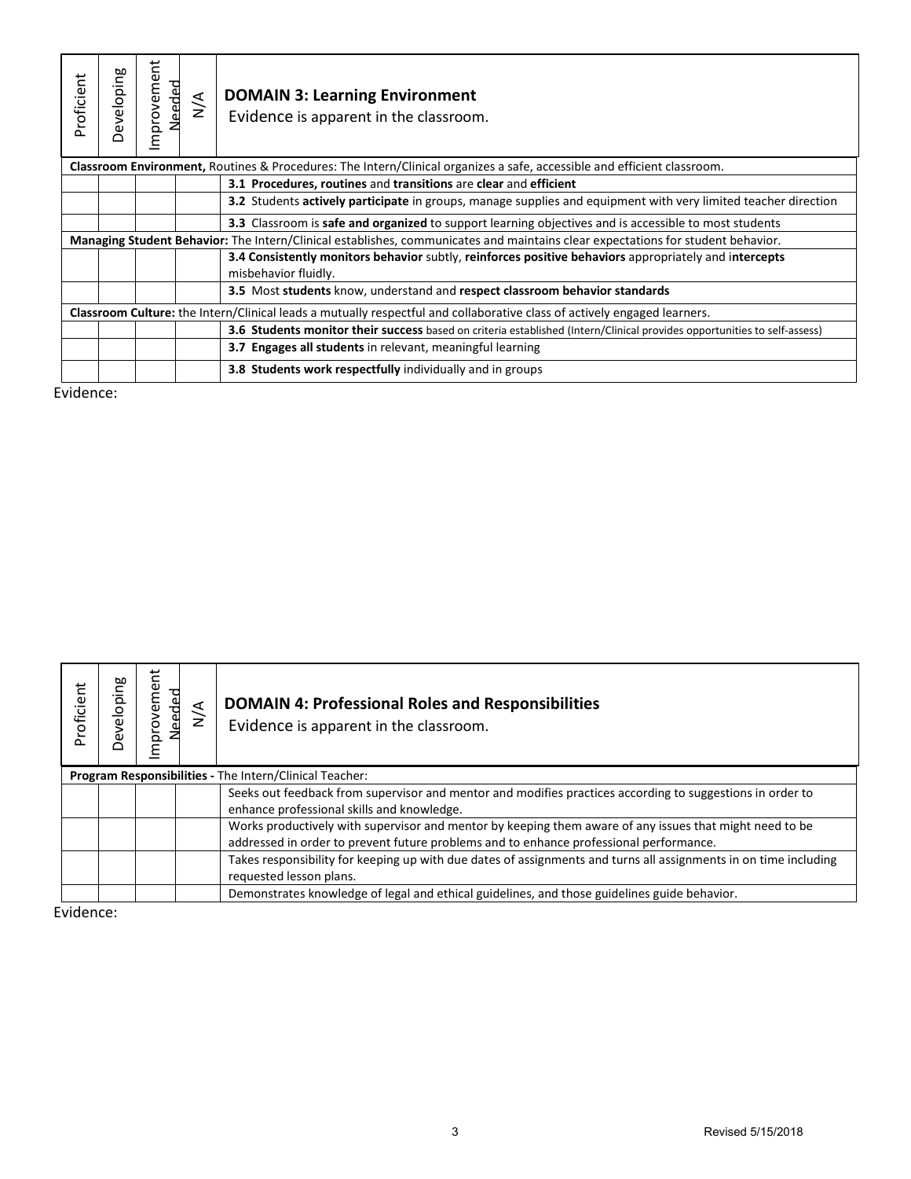| Proficient | Developing | Improvement Needed | N/A | **DOMAIN 3: Learning Environment** Evidence is apparent in the classroom. |
|---|---|---|---|---|
| **Classroom Environment,** Routines & Procedures: The Intern/Clinical organizes a safe, accessible and efficient classroom. | | | | |
| | | | | **3.1 Procedures, routines** and **transitions** are **clear** and **efficient** |
| | | | | **3.2** Students **actively participate** in groups, manage supplies and equipment with very limited teacher direction |
| | | | | **3.3** Classroom is **safe and organized** to support learning objectives and is accessible to most students |
| **Managing Student Behavior:** The Intern/Clinical establishes, communicates and maintains clear expectations for student behavior. | | | | |
| | | | | **3.4 Consistently monitors behavior** subtly, **reinforces positive behaviors** appropriately and i**ntercepts** misbehavior fluidly. |
| | | | | **3.5** Most **students** know, understand and **respect classroom behavior standards** |
| **Classroom Culture:** the Intern/Clinical leads a mutually respectful and collaborative class of actively engaged learners. | | | | |
| | | | | **3.6 Students monitor their success** based on criteria established (Intern/Clinical provides opportunities to self-assess) |
| | | | | **3.7 Engages all students** in relevant, meaningful learning |
| | | | | **3.8 Students work respectfully** individually and in groups |

Evidence:

| Proficient | Developing | Improvement Needed | N/A | **DOMAIN 4: Professional Roles and Responsibilities** Evidence is apparent in the classroom. |
|---|---|---|---|---|
| **Program Responsibilities -** The Intern/Clinical Teacher: | | | | |
| | | | | Seeks out feedback from supervisor and mentor and modifies practices according to suggestions in order to enhance professional skills and knowledge. |
| | | | | Works productively with supervisor and mentor by keeping them aware of any issues that might need to be addressed in order to prevent future problems and to enhance professional performance. |
| | | | | Takes responsibility for keeping up with due dates of assignments and turns all assignments in on time including requested lesson plans. |
| | | | | Demonstrates knowledge of legal and ethical guidelines, and those guidelines guide behavior. |

Evidence:

Revised 5/15/2018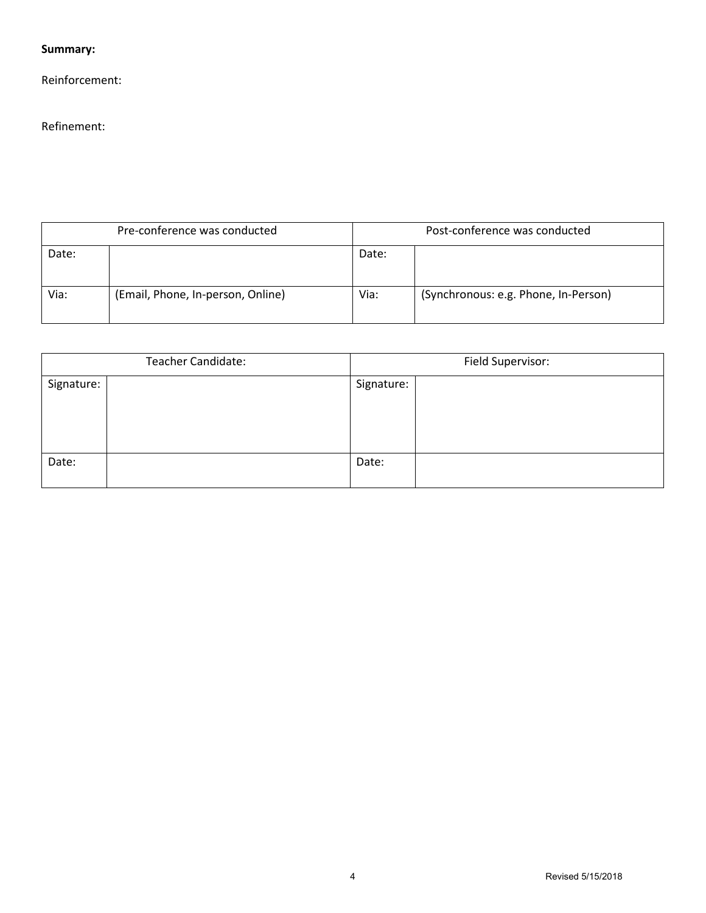**Summary:**

Reinforcement:

Refinement:

| Pre-conference was conducted | | Post-conference was conducted | |
|---|---|---|---|
| Date: | | Date: | |
| Via: | (Email, Phone, In-person, Online) | Via: | (Synchronous: e.g. Phone, In-Person) |

| Teacher Candidate: | | Field Supervisor: | |
|---|---|---|---|
| Signature: | | Signature: | |
| Date: | | Date: | |